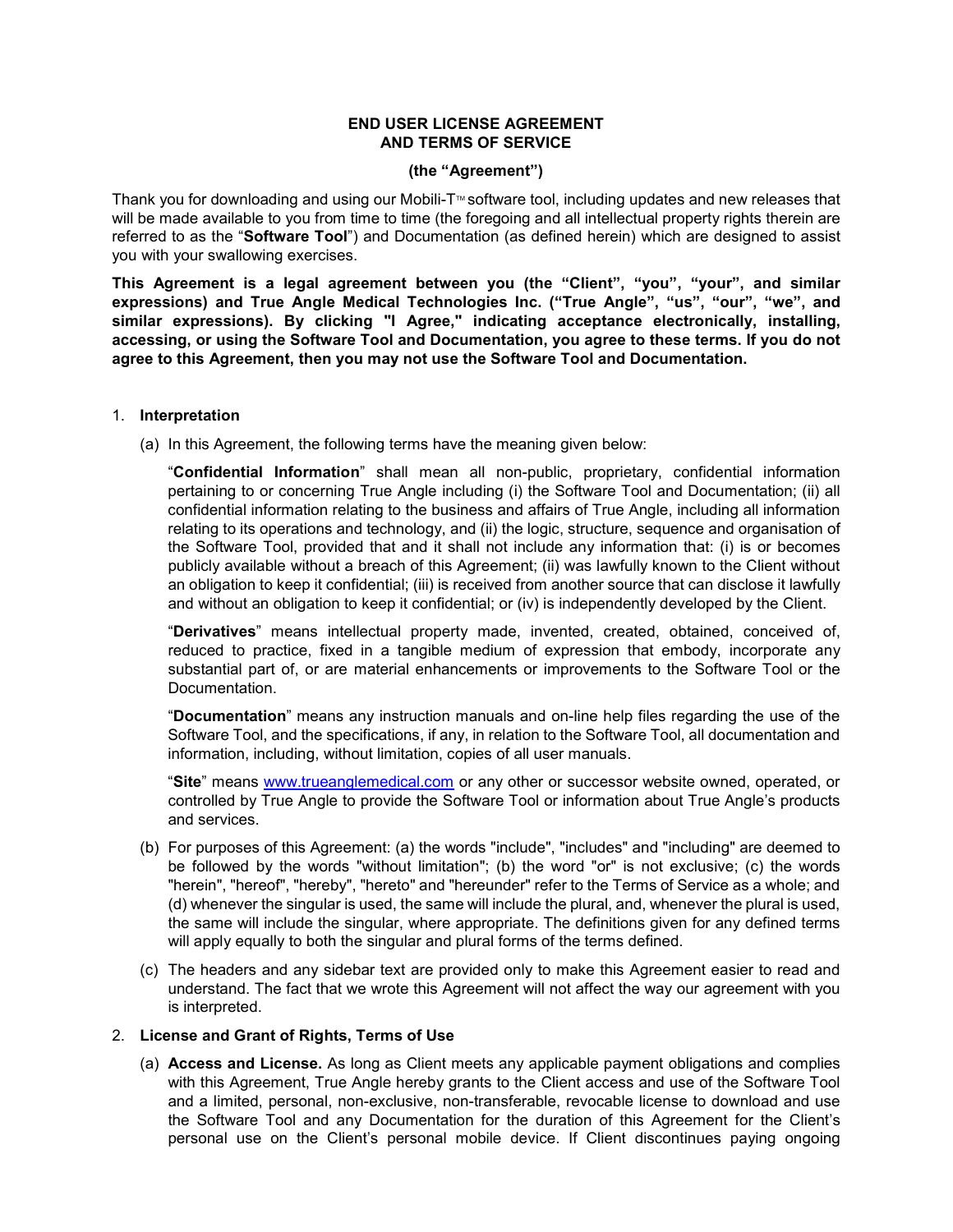**END USER LICENSE AGREEMENT**
**AND TERMS OF SERVICE**

**(the "Agreement")**

Thank you for downloading and using our Mobili-T™ software tool, including updates and new releases that will be made available to you from time to time (the foregoing and all intellectual property rights therein are referred to as the "**Software Tool**") and Documentation (as defined herein) which are designed to assist you with your swallowing exercises.

**This Agreement is a legal agreement between you (the "Client", "you", "your", and similar expressions) and True Angle Medical Technologies Inc. ("True Angle", "us", "our", "we", and similar expressions). By clicking "I Agree," indicating acceptance electronically, installing, accessing, or using the Software Tool and Documentation, you agree to these terms. If you do not agree to this Agreement, then you may not use the Software Tool and Documentation.**

1. **Interpretation**

   (a) In this Agreement, the following terms have the meaning given below:

   "**Confidential Information**" shall mean all non-public, proprietary, confidential information pertaining to or concerning True Angle including (i) the Software Tool and Documentation; (ii) all confidential information relating to the business and affairs of True Angle, including all information relating to its operations and technology, and (ii) the logic, structure, sequence and organisation of the Software Tool, provided that and it shall not include any information that: (i) is or becomes publicly available without a breach of this Agreement; (ii) was lawfully known to the Client without an obligation to keep it confidential; (iii) is received from another source that can disclose it lawfully and without an obligation to keep it confidential; or (iv) is independently developed by the Client.

   "**Derivatives**" means intellectual property made, invented, created, obtained, conceived of, reduced to practice, fixed in a tangible medium of expression that embody, incorporate any substantial part of, or are material enhancements or improvements to the Software Tool or the Documentation.

   "**Documentation**" means any instruction manuals and on-line help files regarding the use of the Software Tool, and the specifications, if any, in relation to the Software Tool, all documentation and information, including, without limitation, copies of all user manuals.

   "**Site**" means www.trueanglemedical.com or any other or successor website owned, operated, or controlled by True Angle to provide the Software Tool or information about True Angle's products and services.

   (b) For purposes of this Agreement: (a) the words "include", "includes" and "including" are deemed to be followed by the words "without limitation"; (b) the word "or" is not exclusive; (c) the words "herein", "hereof", "hereby", "hereto" and "hereunder" refer to the Terms of Service as a whole; and (d) whenever the singular is used, the same will include the plural, and, whenever the plural is used, the same will include the singular, where appropriate. The definitions given for any defined terms will apply equally to both the singular and plural forms of the terms defined.

   (c) The headers and any sidebar text are provided only to make this Agreement easier to read and understand. The fact that we wrote this Agreement will not affect the way our agreement with you is interpreted.

2. **License and Grant of Rights, Terms of Use**

   (a) **Access and License.** As long as Client meets any applicable payment obligations and complies with this Agreement, True Angle hereby grants to the Client access and use of the Software Tool and a limited, personal, non-exclusive, non-transferable, revocable license to download and use the Software Tool and any Documentation for the duration of this Agreement for the Client's personal use on the Client's personal mobile device. If Client discontinues paying ongoing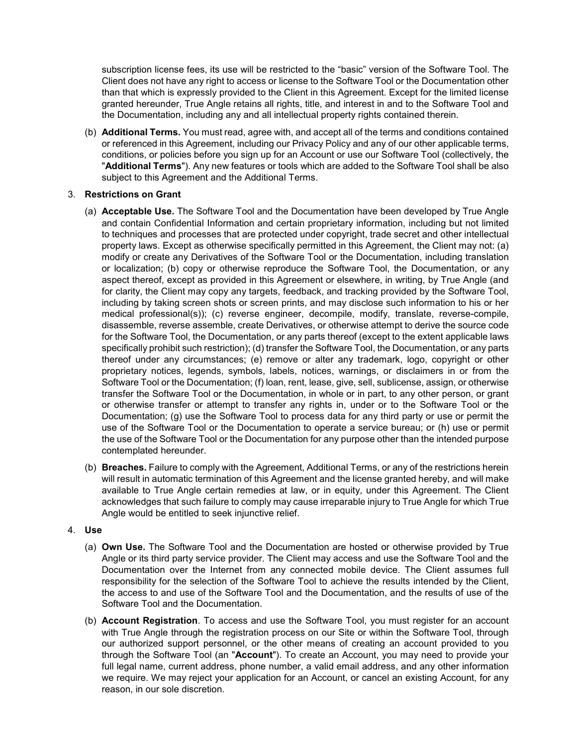subscription license fees, its use will be restricted to the "basic" version of the Software Tool. The Client does not have any right to access or license to the Software Tool or the Documentation other than that which is expressly provided to the Client in this Agreement. Except for the limited license granted hereunder, True Angle retains all rights, title, and interest in and to the Software Tool and the Documentation, including any and all intellectual property rights contained therein.

(b) **Additional Terms.** You must read, agree with, and accept all of the terms and conditions contained or referenced in this Agreement, including our Privacy Policy and any of our other applicable terms, conditions, or policies before you sign up for an Account or use our Software Tool (collectively, the "**Additional Terms**"). Any new features or tools which are added to the Software Tool shall be also subject to this Agreement and the Additional Terms.

3. **Restrictions on Grant**

(a) **Acceptable Use.** The Software Tool and the Documentation have been developed by True Angle and contain Confidential Information and certain proprietary information, including but not limited to techniques and processes that are protected under copyright, trade secret and other intellectual property laws. Except as otherwise specifically permitted in this Agreement, the Client may not: (a) modify or create any Derivatives of the Software Tool or the Documentation, including translation or localization; (b) copy or otherwise reproduce the Software Tool, the Documentation, or any aspect thereof, except as provided in this Agreement or elsewhere, in writing, by True Angle (and for clarity, the Client may copy any targets, feedback, and tracking provided by the Software Tool, including by taking screen shots or screen prints, and may disclose such information to his or her medical professional(s)); (c) reverse engineer, decompile, modify, translate, reverse-compile, disassemble, reverse assemble, create Derivatives, or otherwise attempt to derive the source code for the Software Tool, the Documentation, or any parts thereof (except to the extent applicable laws specifically prohibit such restriction); (d) transfer the Software Tool, the Documentation, or any parts thereof under any circumstances; (e) remove or alter any trademark, logo, copyright or other proprietary notices, legends, symbols, labels, notices, warnings, or disclaimers in or from the Software Tool or the Documentation; (f) loan, rent, lease, give, sell, sublicense, assign, or otherwise transfer the Software Tool or the Documentation, in whole or in part, to any other person, or grant or otherwise transfer or attempt to transfer any rights in, under or to the Software Tool or the Documentation; (g) use the Software Tool to process data for any third party or use or permit the use of the Software Tool or the Documentation to operate a service bureau; or (h) use or permit the use of the Software Tool or the Documentation for any purpose other than the intended purpose contemplated hereunder.

(b) **Breaches.** Failure to comply with the Agreement, Additional Terms, or any of the restrictions herein will result in automatic termination of this Agreement and the license granted hereby, and will make available to True Angle certain remedies at law, or in equity, under this Agreement. The Client acknowledges that such failure to comply may cause irreparable injury to True Angle for which True Angle would be entitled to seek injunctive relief.

4. **Use**

(a) **Own Use.** The Software Tool and the Documentation are hosted or otherwise provided by True Angle or its third party service provider. The Client may access and use the Software Tool and the Documentation over the Internet from any connected mobile device. The Client assumes full responsibility for the selection of the Software Tool to achieve the results intended by the Client, the access to and use of the Software Tool and the Documentation, and the results of use of the Software Tool and the Documentation.

(b) **Account Registration**. To access and use the Software Tool, you must register for an account with True Angle through the registration process on our Site or within the Software Tool, through our authorized support personnel, or the other means of creating an account provided to you through the Software Tool (an "**Account**"). To create an Account, you may need to provide your full legal name, current address, phone number, a valid email address, and any other information we require. We may reject your application for an Account, or cancel an existing Account, for any reason, in our sole discretion.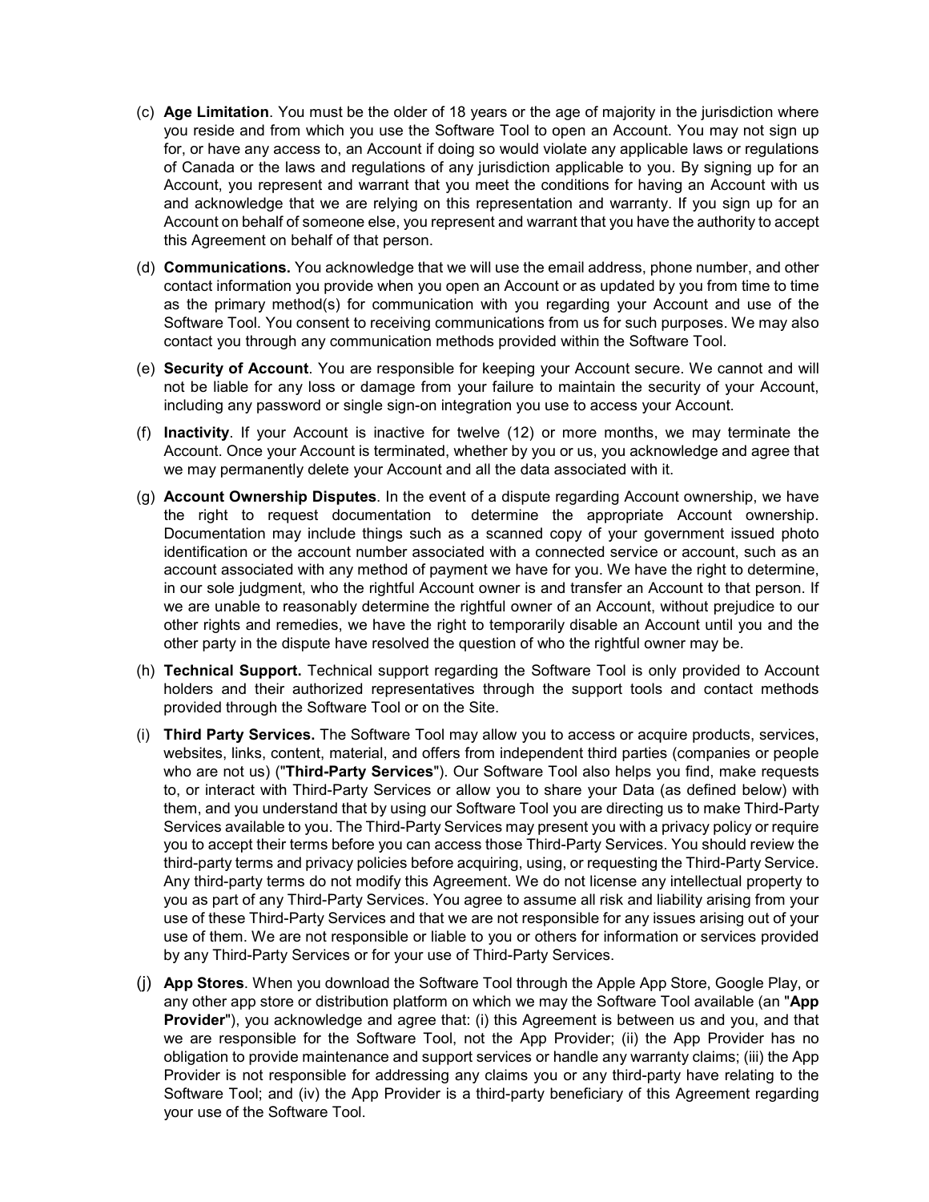(c) **Age Limitation**. You must be the older of 18 years or the age of majority in the jurisdiction where you reside and from which you use the Software Tool to open an Account. You may not sign up for, or have any access to, an Account if doing so would violate any applicable laws or regulations of Canada or the laws and regulations of any jurisdiction applicable to you. By signing up for an Account, you represent and warrant that you meet the conditions for having an Account with us and acknowledge that we are relying on this representation and warranty. If you sign up for an Account on behalf of someone else, you represent and warrant that you have the authority to accept this Agreement on behalf of that person.

(d) **Communications.** You acknowledge that we will use the email address, phone number, and other contact information you provide when you open an Account or as updated by you from time to time as the primary method(s) for communication with you regarding your Account and use of the Software Tool. You consent to receiving communications from us for such purposes. We may also contact you through any communication methods provided within the Software Tool.

(e) **Security of Account**. You are responsible for keeping your Account secure. We cannot and will not be liable for any loss or damage from your failure to maintain the security of your Account, including any password or single sign-on integration you use to access your Account.

(f) **Inactivity**. If your Account is inactive for twelve (12) or more months, we may terminate the Account. Once your Account is terminated, whether by you or us, you acknowledge and agree that we may permanently delete your Account and all the data associated with it.

(g) **Account Ownership Disputes**. In the event of a dispute regarding Account ownership, we have the right to request documentation to determine the appropriate Account ownership. Documentation may include things such as a scanned copy of your government issued photo identification or the account number associated with a connected service or account, such as an account associated with any method of payment we have for you. We have the right to determine, in our sole judgment, who the rightful Account owner is and transfer an Account to that person. If we are unable to reasonably determine the rightful owner of an Account, without prejudice to our other rights and remedies, we have the right to temporarily disable an Account until you and the other party in the dispute have resolved the question of who the rightful owner may be.

(h) **Technical Support.** Technical support regarding the Software Tool is only provided to Account holders and their authorized representatives through the support tools and contact methods provided through the Software Tool or on the Site.

(i) **Third Party Services.** The Software Tool may allow you to access or acquire products, services, websites, links, content, material, and offers from independent third parties (companies or people who are not us) ("**Third-Party Services**"). Our Software Tool also helps you find, make requests to, or interact with Third-Party Services or allow you to share your Data (as defined below) with them, and you understand that by using our Software Tool you are directing us to make Third-Party Services available to you. The Third-Party Services may present you with a privacy policy or require you to accept their terms before you can access those Third-Party Services. You should review the third-party terms and privacy policies before acquiring, using, or requesting the Third-Party Service. Any third-party terms do not modify this Agreement. We do not license any intellectual property to you as part of any Third-Party Services. You agree to assume all risk and liability arising from your use of these Third-Party Services and that we are not responsible for any issues arising out of your use of them. We are not responsible or liable to you or others for information or services provided by any Third-Party Services or for your use of Third-Party Services.

(j) **App Stores**. When you download the Software Tool through the Apple App Store, Google Play, or any other app store or distribution platform on which we may the Software Tool available (an "**App Provider**"), you acknowledge and agree that: (i) this Agreement is between us and you, and that we are responsible for the Software Tool, not the App Provider; (ii) the App Provider has no obligation to provide maintenance and support services or handle any warranty claims; (iii) the App Provider is not responsible for addressing any claims you or any third-party have relating to the Software Tool; and (iv) the App Provider is a third-party beneficiary of this Agreement regarding your use of the Software Tool.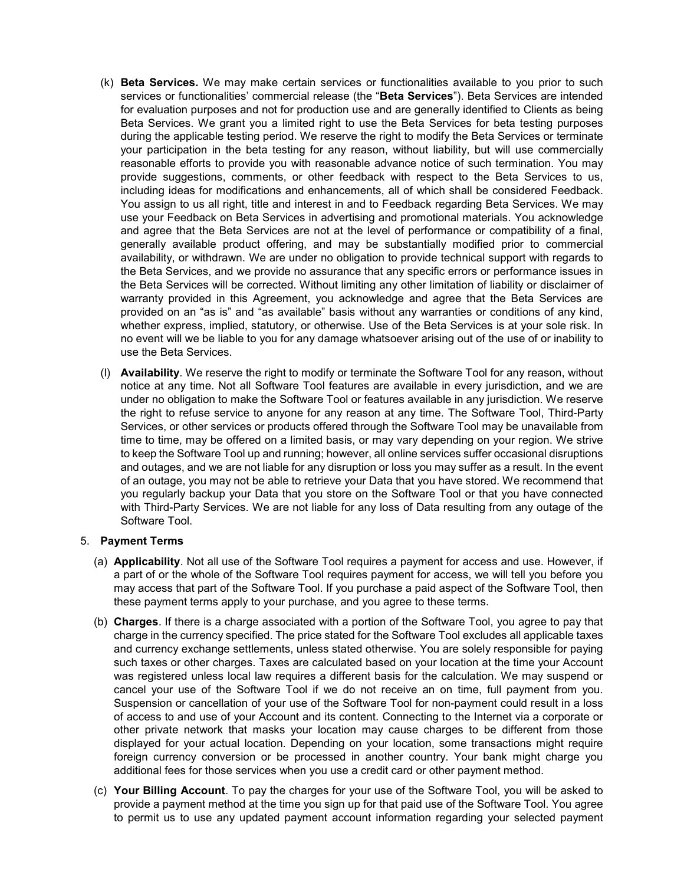(k) **Beta Services.** We may make certain services or functionalities available to you prior to such services or functionalities' commercial release (the "**Beta Services**"). Beta Services are intended for evaluation purposes and not for production use and are generally identified to Clients as being Beta Services. We grant you a limited right to use the Beta Services for beta testing purposes during the applicable testing period. We reserve the right to modify the Beta Services or terminate your participation in the beta testing for any reason, without liability, but will use commercially reasonable efforts to provide you with reasonable advance notice of such termination. You may provide suggestions, comments, or other feedback with respect to the Beta Services to us, including ideas for modifications and enhancements, all of which shall be considered Feedback. You assign to us all right, title and interest in and to Feedback regarding Beta Services. We may use your Feedback on Beta Services in advertising and promotional materials. You acknowledge and agree that the Beta Services are not at the level of performance or compatibility of a final, generally available product offering, and may be substantially modified prior to commercial availability, or withdrawn. We are under no obligation to provide technical support with regards to the Beta Services, and we provide no assurance that any specific errors or performance issues in the Beta Services will be corrected. Without limiting any other limitation of liability or disclaimer of warranty provided in this Agreement, you acknowledge and agree that the Beta Services are provided on an "as is" and "as available" basis without any warranties or conditions of any kind, whether express, implied, statutory, or otherwise. Use of the Beta Services is at your sole risk. In no event will we be liable to you for any damage whatsoever arising out of the use of or inability to use the Beta Services.

(l) **Availability**. We reserve the right to modify or terminate the Software Tool for any reason, without notice at any time. Not all Software Tool features are available in every jurisdiction, and we are under no obligation to make the Software Tool or features available in any jurisdiction. We reserve the right to refuse service to anyone for any reason at any time. The Software Tool, Third-Party Services, or other services or products offered through the Software Tool may be unavailable from time to time, may be offered on a limited basis, or may vary depending on your region. We strive to keep the Software Tool up and running; however, all online services suffer occasional disruptions and outages, and we are not liable for any disruption or loss you may suffer as a result. In the event of an outage, you may not be able to retrieve your Data that you have stored. We recommend that you regularly backup your Data that you store on the Software Tool or that you have connected with Third-Party Services. We are not liable for any loss of Data resulting from any outage of the Software Tool.

5. **Payment Terms**

(a) **Applicability**. Not all use of the Software Tool requires a payment for access and use. However, if a part of or the whole of the Software Tool requires payment for access, we will tell you before you may access that part of the Software Tool. If you purchase a paid aspect of the Software Tool, then these payment terms apply to your purchase, and you agree to these terms.

(b) **Charges**. If there is a charge associated with a portion of the Software Tool, you agree to pay that charge in the currency specified. The price stated for the Software Tool excludes all applicable taxes and currency exchange settlements, unless stated otherwise. You are solely responsible for paying such taxes or other charges. Taxes are calculated based on your location at the time your Account was registered unless local law requires a different basis for the calculation. We may suspend or cancel your use of the Software Tool if we do not receive an on time, full payment from you. Suspension or cancellation of your use of the Software Tool for non-payment could result in a loss of access to and use of your Account and its content. Connecting to the Internet via a corporate or other private network that masks your location may cause charges to be different from those displayed for your actual location. Depending on your location, some transactions might require foreign currency conversion or be processed in another country. Your bank might charge you additional fees for those services when you use a credit card or other payment method.

(c) **Your Billing Account**. To pay the charges for your use of the Software Tool, you will be asked to provide a payment method at the time you sign up for that paid use of the Software Tool. You agree to permit us to use any updated payment account information regarding your selected payment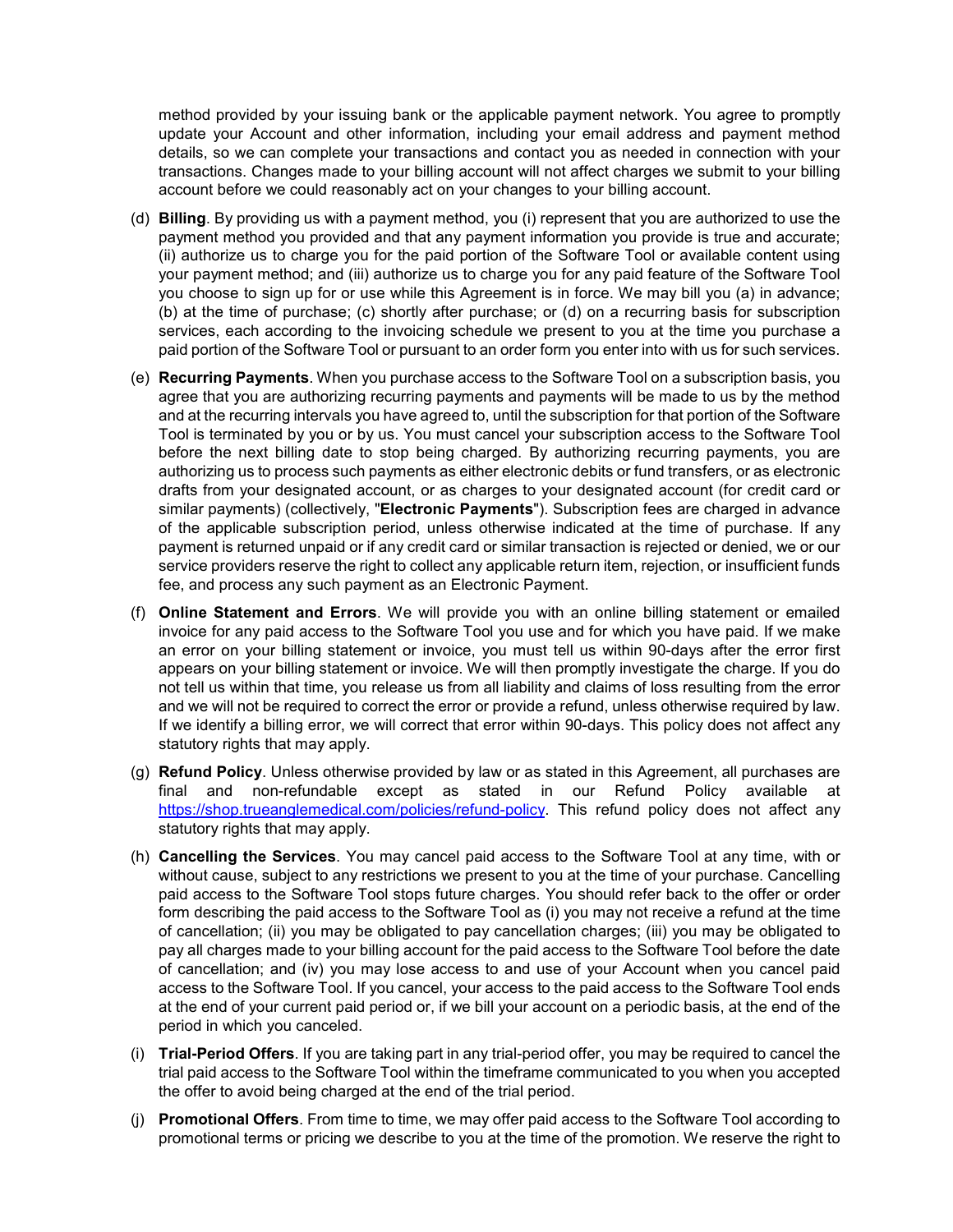method provided by your issuing bank or the applicable payment network. You agree to promptly update your Account and other information, including your email address and payment method details, so we can complete your transactions and contact you as needed in connection with your transactions. Changes made to your billing account will not affect charges we submit to your billing account before we could reasonably act on your changes to your billing account.

(d) **Billing**. By providing us with a payment method, you (i) represent that you are authorized to use the payment method you provided and that any payment information you provide is true and accurate; (ii) authorize us to charge you for the paid portion of the Software Tool or available content using your payment method; and (iii) authorize us to charge you for any paid feature of the Software Tool you choose to sign up for or use while this Agreement is in force. We may bill you (a) in advance; (b) at the time of purchase; (c) shortly after purchase; or (d) on a recurring basis for subscription services, each according to the invoicing schedule we present to you at the time you purchase a paid portion of the Software Tool or pursuant to an order form you enter into with us for such services.

(e) **Recurring Payments**. When you purchase access to the Software Tool on a subscription basis, you agree that you are authorizing recurring payments and payments will be made to us by the method and at the recurring intervals you have agreed to, until the subscription for that portion of the Software Tool is terminated by you or by us. You must cancel your subscription access to the Software Tool before the next billing date to stop being charged. By authorizing recurring payments, you are authorizing us to process such payments as either electronic debits or fund transfers, or as electronic drafts from your designated account, or as charges to your designated account (for credit card or similar payments) (collectively, "**Electronic Payments**"). Subscription fees are charged in advance of the applicable subscription period, unless otherwise indicated at the time of purchase. If any payment is returned unpaid or if any credit card or similar transaction is rejected or denied, we or our service providers reserve the right to collect any applicable return item, rejection, or insufficient funds fee, and process any such payment as an Electronic Payment.

(f) **Online Statement and Errors**. We will provide you with an online billing statement or emailed invoice for any paid access to the Software Tool you use and for which you have paid. If we make an error on your billing statement or invoice, you must tell us within 90-days after the error first appears on your billing statement or invoice. We will then promptly investigate the charge. If you do not tell us within that time, you release us from all liability and claims of loss resulting from the error and we will not be required to correct the error or provide a refund, unless otherwise required by law. If we identify a billing error, we will correct that error within 90-days. This policy does not affect any statutory rights that may apply.

(g) **Refund Policy**. Unless otherwise provided by law or as stated in this Agreement, all purchases are final and non-refundable except as stated in our Refund Policy available at https://shop.trueanglemedical.com/policies/refund-policy. This refund policy does not affect any statutory rights that may apply.

(h) **Cancelling the Services**. You may cancel paid access to the Software Tool at any time, with or without cause, subject to any restrictions we present to you at the time of your purchase. Cancelling paid access to the Software Tool stops future charges. You should refer back to the offer or order form describing the paid access to the Software Tool as (i) you may not receive a refund at the time of cancellation; (ii) you may be obligated to pay cancellation charges; (iii) you may be obligated to pay all charges made to your billing account for the paid access to the Software Tool before the date of cancellation; and (iv) you may lose access to and use of your Account when you cancel paid access to the Software Tool. If you cancel, your access to the paid access to the Software Tool ends at the end of your current paid period or, if we bill your account on a periodic basis, at the end of the period in which you canceled.

(i) **Trial-Period Offers**. If you are taking part in any trial-period offer, you may be required to cancel the trial paid access to the Software Tool within the timeframe communicated to you when you accepted the offer to avoid being charged at the end of the trial period.

(j) **Promotional Offers**. From time to time, we may offer paid access to the Software Tool according to promotional terms or pricing we describe to you at the time of the promotion. We reserve the right to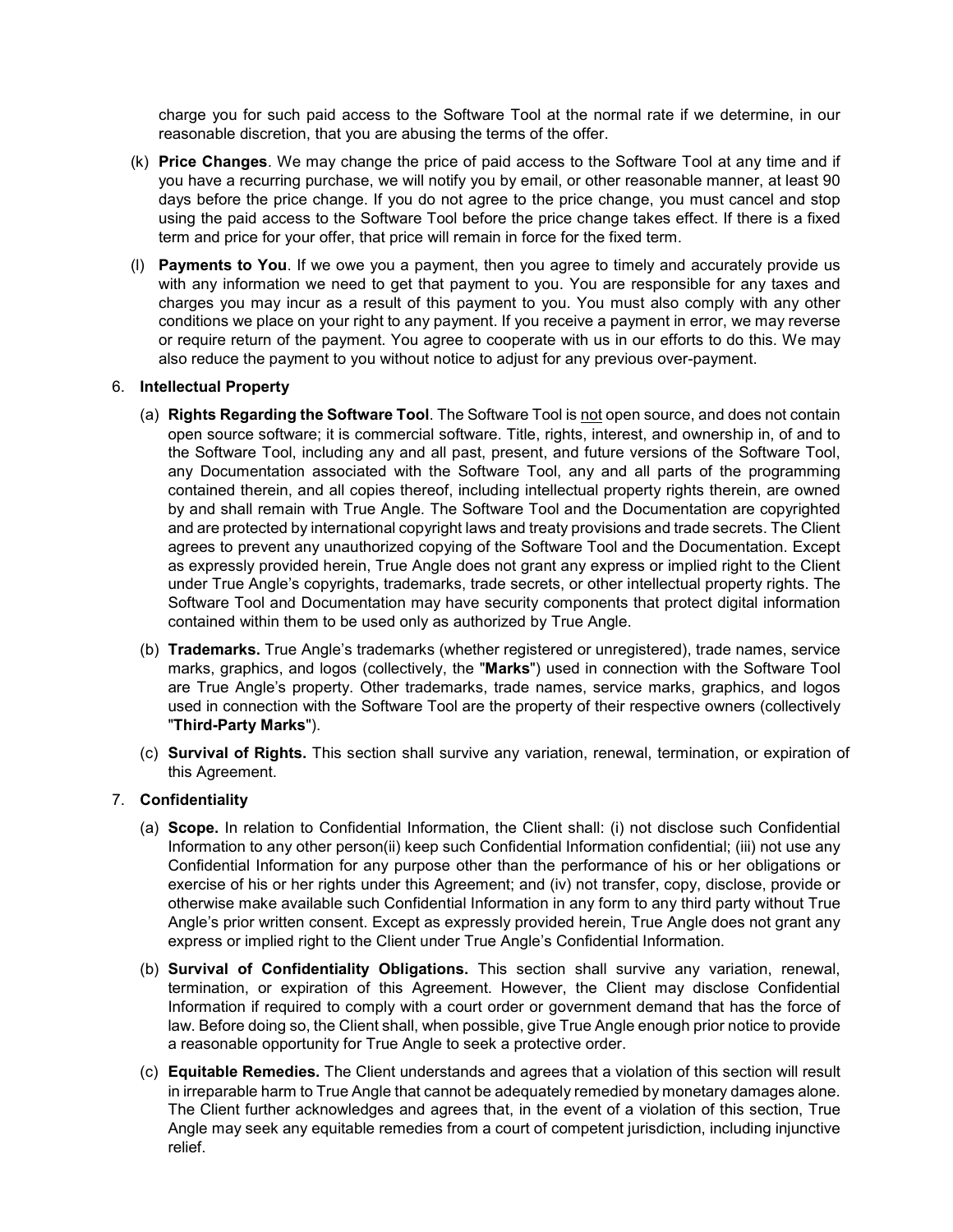charge you for such paid access to the Software Tool at the normal rate if we determine, in our reasonable discretion, that you are abusing the terms of the offer.

(k) **Price Changes**. We may change the price of paid access to the Software Tool at any time and if you have a recurring purchase, we will notify you by email, or other reasonable manner, at least 90 days before the price change. If you do not agree to the price change, you must cancel and stop using the paid access to the Software Tool before the price change takes effect. If there is a fixed term and price for your offer, that price will remain in force for the fixed term.

(l) **Payments to You**. If we owe you a payment, then you agree to timely and accurately provide us with any information we need to get that payment to you. You are responsible for any taxes and charges you may incur as a result of this payment to you. You must also comply with any other conditions we place on your right to any payment. If you receive a payment in error, we may reverse or require return of the payment. You agree to cooperate with us in our efforts to do this. We may also reduce the payment to you without notice to adjust for any previous over-payment.

6. **Intellectual Property**

(a) **Rights Regarding the Software Tool**. The Software Tool is not open source, and does not contain open source software; it is commercial software. Title, rights, interest, and ownership in, of and to the Software Tool, including any and all past, present, and future versions of the Software Tool, any Documentation associated with the Software Tool, any and all parts of the programming contained therein, and all copies thereof, including intellectual property rights therein, are owned by and shall remain with True Angle. The Software Tool and the Documentation are copyrighted and are protected by international copyright laws and treaty provisions and trade secrets. The Client agrees to prevent any unauthorized copying of the Software Tool and the Documentation. Except as expressly provided herein, True Angle does not grant any express or implied right to the Client under True Angle's copyrights, trademarks, trade secrets, or other intellectual property rights. The Software Tool and Documentation may have security components that protect digital information contained within them to be used only as authorized by True Angle.

(b) **Trademarks.** True Angle's trademarks (whether registered or unregistered), trade names, service marks, graphics, and logos (collectively, the "**Marks**") used in connection with the Software Tool are True Angle's property. Other trademarks, trade names, service marks, graphics, and logos used in connection with the Software Tool are the property of their respective owners (collectively "**Third-Party Marks**").

(c) **Survival of Rights.** This section shall survive any variation, renewal, termination, or expiration of this Agreement.

7. **Confidentiality**

(a) **Scope.** In relation to Confidential Information, the Client shall: (i) not disclose such Confidential Information to any other person(ii) keep such Confidential Information confidential; (iii) not use any Confidential Information for any purpose other than the performance of his or her obligations or exercise of his or her rights under this Agreement; and (iv) not transfer, copy, disclose, provide or otherwise make available such Confidential Information in any form to any third party without True Angle's prior written consent. Except as expressly provided herein, True Angle does not grant any express or implied right to the Client under True Angle's Confidential Information.

(b) **Survival of Confidentiality Obligations.** This section shall survive any variation, renewal, termination, or expiration of this Agreement. However, the Client may disclose Confidential Information if required to comply with a court order or government demand that has the force of law. Before doing so, the Client shall, when possible, give True Angle enough prior notice to provide a reasonable opportunity for True Angle to seek a protective order.

(c) **Equitable Remedies.** The Client understands and agrees that a violation of this section will result in irreparable harm to True Angle that cannot be adequately remedied by monetary damages alone. The Client further acknowledges and agrees that, in the event of a violation of this section, True Angle may seek any equitable remedies from a court of competent jurisdiction, including injunctive relief.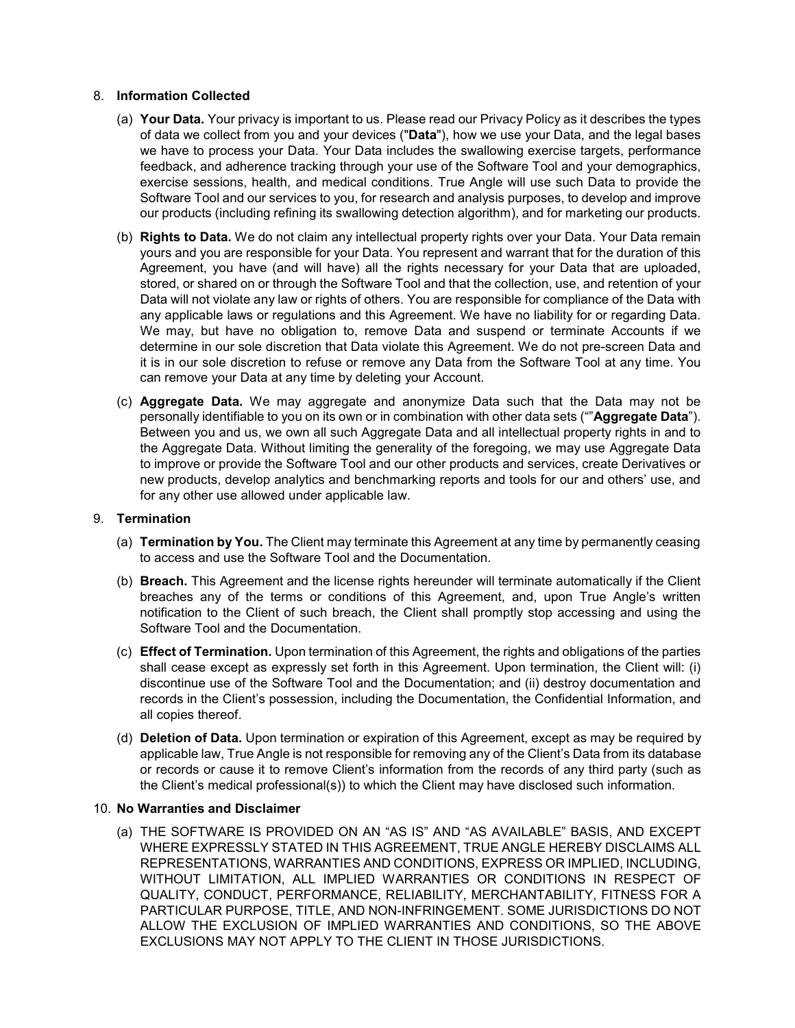8. **Information Collected**

   (a) **Your Data.** Your privacy is important to us. Please read our Privacy Policy as it describes the types of data we collect from you and your devices ("**Data**"), how we use your Data, and the legal bases we have to process your Data. Your Data includes the swallowing exercise targets, performance feedback, and adherence tracking through your use of the Software Tool and your demographics, exercise sessions, health, and medical conditions. True Angle will use such Data to provide the Software Tool and our services to you, for research and analysis purposes, to develop and improve our products (including refining its swallowing detection algorithm), and for marketing our products.

   (b) **Rights to Data.** We do not claim any intellectual property rights over your Data. Your Data remain yours and you are responsible for your Data. You represent and warrant that for the duration of this Agreement, you have (and will have) all the rights necessary for your Data that are uploaded, stored, or shared on or through the Software Tool and that the collection, use, and retention of your Data will not violate any law or rights of others. You are responsible for compliance of the Data with any applicable laws or regulations and this Agreement. We have no liability for or regarding Data. We may, but have no obligation to, remove Data and suspend or terminate Accounts if we determine in our sole discretion that Data violate this Agreement. We do not pre-screen Data and it is in our sole discretion to refuse or remove any Data from the Software Tool at any time. You can remove your Data at any time by deleting your Account.

   (c) **Aggregate Data.** We may aggregate and anonymize Data such that the Data may not be personally identifiable to you on its own or in combination with other data sets ("”**Aggregate Data**”). Between you and us, we own all such Aggregate Data and all intellectual property rights in and to the Aggregate Data. Without limiting the generality of the foregoing, we may use Aggregate Data to improve or provide the Software Tool and our other products and services, create Derivatives or new products, develop analytics and benchmarking reports and tools for our and others’ use, and for any other use allowed under applicable law.

9. **Termination**

   (a) **Termination by You.** The Client may terminate this Agreement at any time by permanently ceasing to access and use the Software Tool and the Documentation.

   (b) **Breach.** This Agreement and the license rights hereunder will terminate automatically if the Client breaches any of the terms or conditions of this Agreement, and, upon True Angle’s written notification to the Client of such breach, the Client shall promptly stop accessing and using the Software Tool and the Documentation.

   (c) **Effect of Termination.** Upon termination of this Agreement, the rights and obligations of the parties shall cease except as expressly set forth in this Agreement. Upon termination, the Client will: (i) discontinue use of the Software Tool and the Documentation; and (ii) destroy documentation and records in the Client’s possession, including the Documentation, the Confidential Information, and all copies thereof.

   (d) **Deletion of Data.** Upon termination or expiration of this Agreement, except as may be required by applicable law, True Angle is not responsible for removing any of the Client’s Data from its database or records or cause it to remove Client’s information from the records of any third party (such as the Client’s medical professional(s)) to which the Client may have disclosed such information.

10. **No Warranties and Disclaimer**

    (a) THE SOFTWARE IS PROVIDED ON AN “AS IS” AND “AS AVAILABLE” BASIS, AND EXCEPT WHERE EXPRESSLY STATED IN THIS AGREEMENT, TRUE ANGLE HEREBY DISCLAIMS ALL REPRESENTATIONS, WARRANTIES AND CONDITIONS, EXPRESS OR IMPLIED, INCLUDING, WITHOUT LIMITATION, ALL IMPLIED WARRANTIES OR CONDITIONS IN RESPECT OF QUALITY, CONDUCT, PERFORMANCE, RELIABILITY, MERCHANTABILITY, FITNESS FOR A PARTICULAR PURPOSE, TITLE, AND NON-INFRINGEMENT. SOME JURISDICTIONS DO NOT ALLOW THE EXCLUSION OF IMPLIED WARRANTIES AND CONDITIONS, SO THE ABOVE EXCLUSIONS MAY NOT APPLY TO THE CLIENT IN THOSE JURISDICTIONS.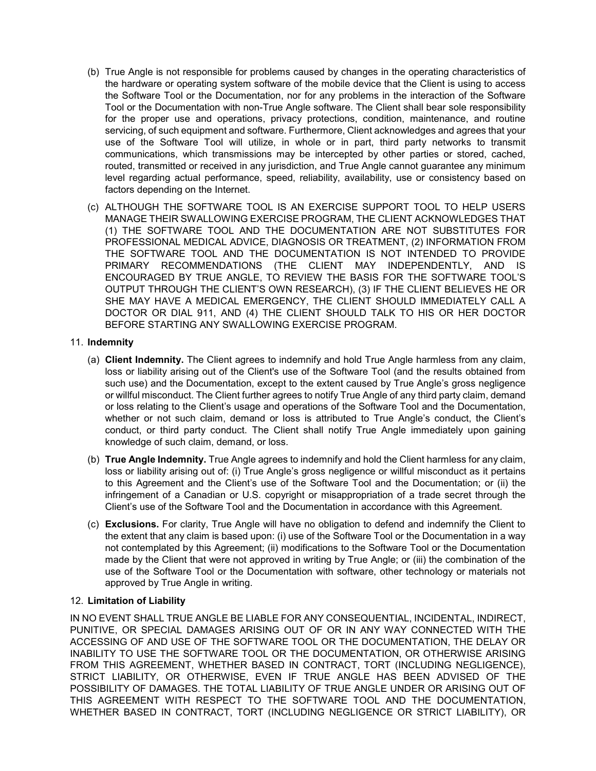(b) True Angle is not responsible for problems caused by changes in the operating characteristics of the hardware or operating system software of the mobile device that the Client is using to access the Software Tool or the Documentation, nor for any problems in the interaction of the Software Tool or the Documentation with non-True Angle software. The Client shall bear sole responsibility for the proper use and operations, privacy protections, condition, maintenance, and routine servicing, of such equipment and software. Furthermore, Client acknowledges and agrees that your use of the Software Tool will utilize, in whole or in part, third party networks to transmit communications, which transmissions may be intercepted by other parties or stored, cached, routed, transmitted or received in any jurisdiction, and True Angle cannot guarantee any minimum level regarding actual performance, speed, reliability, availability, use or consistency based on factors depending on the Internet.

(c) ALTHOUGH THE SOFTWARE TOOL IS AN EXERCISE SUPPORT TOOL TO HELP USERS MANAGE THEIR SWALLOWING EXERCISE PROGRAM, THE CLIENT ACKNOWLEDGES THAT (1) THE SOFTWARE TOOL AND THE DOCUMENTATION ARE NOT SUBSTITUTES FOR PROFESSIONAL MEDICAL ADVICE, DIAGNOSIS OR TREATMENT, (2) INFORMATION FROM THE SOFTWARE TOOL AND THE DOCUMENTATION IS NOT INTENDED TO PROVIDE PRIMARY RECOMMENDATIONS (THE CLIENT MAY INDEPENDENTLY, AND IS ENCOURAGED BY TRUE ANGLE, TO REVIEW THE BASIS FOR THE SOFTWARE TOOL'S OUTPUT THROUGH THE CLIENT'S OWN RESEARCH), (3) IF THE CLIENT BELIEVES HE OR SHE MAY HAVE A MEDICAL EMERGENCY, THE CLIENT SHOULD IMMEDIATELY CALL A DOCTOR OR DIAL 911, AND (4) THE CLIENT SHOULD TALK TO HIS OR HER DOCTOR BEFORE STARTING ANY SWALLOWING EXERCISE PROGRAM.

11. **Indemnity**

(a) **Client Indemnity.** The Client agrees to indemnify and hold True Angle harmless from any claim, loss or liability arising out of the Client's use of the Software Tool (and the results obtained from such use) and the Documentation, except to the extent caused by True Angle's gross negligence or willful misconduct. The Client further agrees to notify True Angle of any third party claim, demand or loss relating to the Client's usage and operations of the Software Tool and the Documentation, whether or not such claim, demand or loss is attributed to True Angle's conduct, the Client's conduct, or third party conduct. The Client shall notify True Angle immediately upon gaining knowledge of such claim, demand, or loss.

(b) **True Angle Indemnity.** True Angle agrees to indemnify and hold the Client harmless for any claim, loss or liability arising out of: (i) True Angle's gross negligence or willful misconduct as it pertains to this Agreement and the Client's use of the Software Tool and the Documentation; or (ii) the infringement of a Canadian or U.S. copyright or misappropriation of a trade secret through the Client's use of the Software Tool and the Documentation in accordance with this Agreement.

(c) **Exclusions.** For clarity, True Angle will have no obligation to defend and indemnify the Client to the extent that any claim is based upon: (i) use of the Software Tool or the Documentation in a way not contemplated by this Agreement; (ii) modifications to the Software Tool or the Documentation made by the Client that were not approved in writing by True Angle; or (iii) the combination of the use of the Software Tool or the Documentation with software, other technology or materials not approved by True Angle in writing.

12. **Limitation of Liability**

IN NO EVENT SHALL TRUE ANGLE BE LIABLE FOR ANY CONSEQUENTIAL, INCIDENTAL, INDIRECT, PUNITIVE, OR SPECIAL DAMAGES ARISING OUT OF OR IN ANY WAY CONNECTED WITH THE ACCESSING OF AND USE OF THE SOFTWARE TOOL OR THE DOCUMENTATION, THE DELAY OR INABILITY TO USE THE SOFTWARE TOOL OR THE DOCUMENTATION, OR OTHERWISE ARISING FROM THIS AGREEMENT, WHETHER BASED IN CONTRACT, TORT (INCLUDING NEGLIGENCE), STRICT LIABILITY, OR OTHERWISE, EVEN IF TRUE ANGLE HAS BEEN ADVISED OF THE POSSIBILITY OF DAMAGES. THE TOTAL LIABILITY OF TRUE ANGLE UNDER OR ARISING OUT OF THIS AGREEMENT WITH RESPECT TO THE SOFTWARE TOOL AND THE DOCUMENTATION, WHETHER BASED IN CONTRACT, TORT (INCLUDING NEGLIGENCE OR STRICT LIABILITY), OR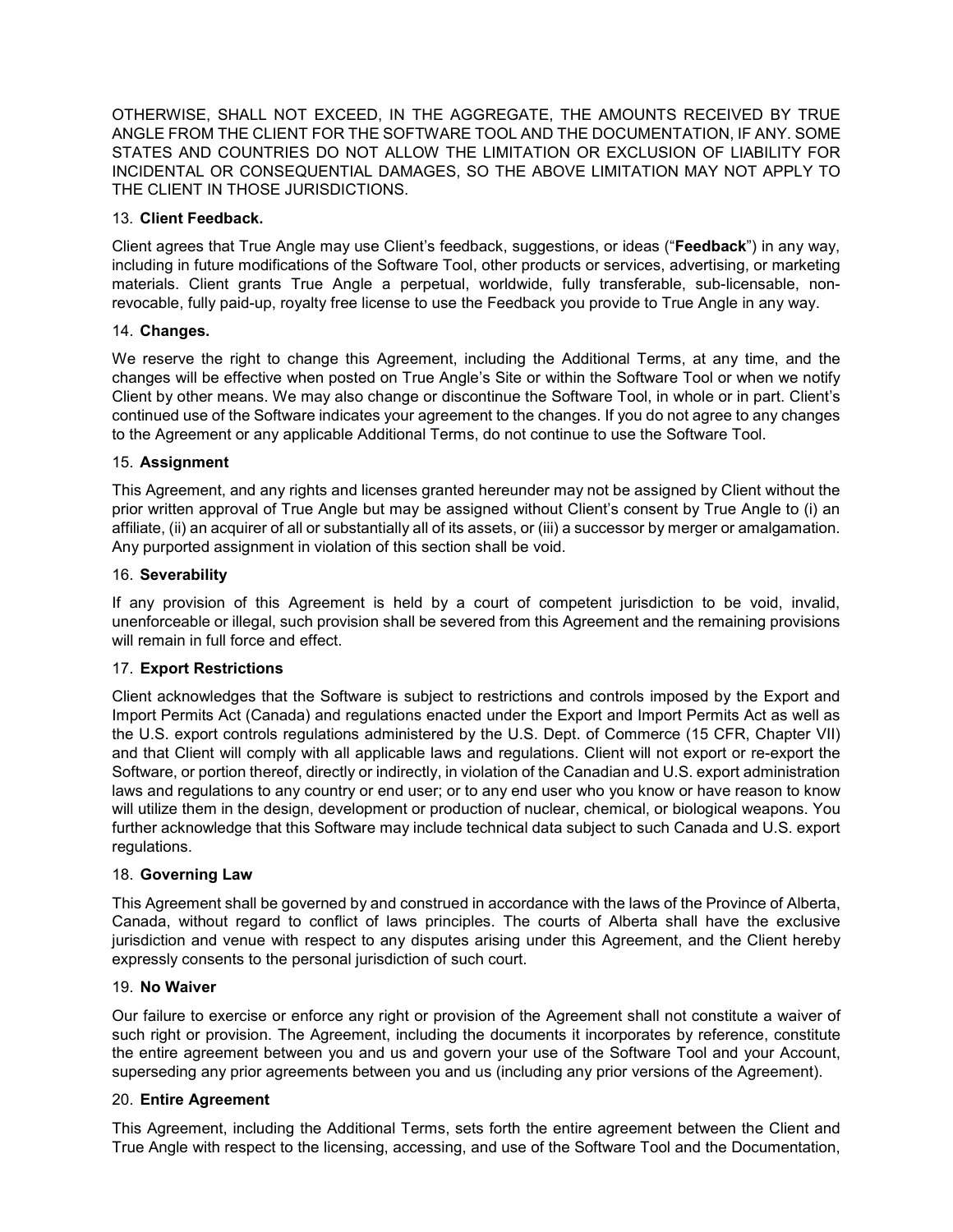OTHERWISE, SHALL NOT EXCEED, IN THE AGGREGATE, THE AMOUNTS RECEIVED BY TRUE ANGLE FROM THE CLIENT FOR THE SOFTWARE TOOL AND THE DOCUMENTATION, IF ANY. SOME STATES AND COUNTRIES DO NOT ALLOW THE LIMITATION OR EXCLUSION OF LIABILITY FOR INCIDENTAL OR CONSEQUENTIAL DAMAGES, SO THE ABOVE LIMITATION MAY NOT APPLY TO THE CLIENT IN THOSE JURISDICTIONS.

13. **Client Feedback.**

Client agrees that True Angle may use Client's feedback, suggestions, or ideas ("**Feedback**") in any way, including in future modifications of the Software Tool, other products or services, advertising, or marketing materials. Client grants True Angle a perpetual, worldwide, fully transferable, sub-licensable, non-revocable, fully paid-up, royalty free license to use the Feedback you provide to True Angle in any way.

14. **Changes.**

We reserve the right to change this Agreement, including the Additional Terms, at any time, and the changes will be effective when posted on True Angle's Site or within the Software Tool or when we notify Client by other means. We may also change or discontinue the Software Tool, in whole or in part. Client's continued use of the Software indicates your agreement to the changes. If you do not agree to any changes to the Agreement or any applicable Additional Terms, do not continue to use the Software Tool.

15. **Assignment**

This Agreement, and any rights and licenses granted hereunder may not be assigned by Client without the prior written approval of True Angle but may be assigned without Client's consent by True Angle to (i) an affiliate, (ii) an acquirer of all or substantially all of its assets, or (iii) a successor by merger or amalgamation. Any purported assignment in violation of this section shall be void.

16. **Severability**

If any provision of this Agreement is held by a court of competent jurisdiction to be void, invalid, unenforceable or illegal, such provision shall be severed from this Agreement and the remaining provisions will remain in full force and effect.

17. **Export Restrictions**

Client acknowledges that the Software is subject to restrictions and controls imposed by the Export and Import Permits Act (Canada) and regulations enacted under the Export and Import Permits Act as well as the U.S. export controls regulations administered by the U.S. Dept. of Commerce (15 CFR, Chapter VII) and that Client will comply with all applicable laws and regulations. Client will not export or re-export the Software, or portion thereof, directly or indirectly, in violation of the Canadian and U.S. export administration laws and regulations to any country or end user; or to any end user who you know or have reason to know will utilize them in the design, development or production of nuclear, chemical, or biological weapons. You further acknowledge that this Software may include technical data subject to such Canada and U.S. export regulations.

18. **Governing Law**

This Agreement shall be governed by and construed in accordance with the laws of the Province of Alberta, Canada, without regard to conflict of laws principles. The courts of Alberta shall have the exclusive jurisdiction and venue with respect to any disputes arising under this Agreement, and the Client hereby expressly consents to the personal jurisdiction of such court.

19. **No Waiver**

Our failure to exercise or enforce any right or provision of the Agreement shall not constitute a waiver of such right or provision. The Agreement, including the documents it incorporates by reference, constitute the entire agreement between you and us and govern your use of the Software Tool and your Account, superseding any prior agreements between you and us (including any prior versions of the Agreement).

20. **Entire Agreement**

This Agreement, including the Additional Terms, sets forth the entire agreement between the Client and True Angle with respect to the licensing, accessing, and use of the Software Tool and the Documentation,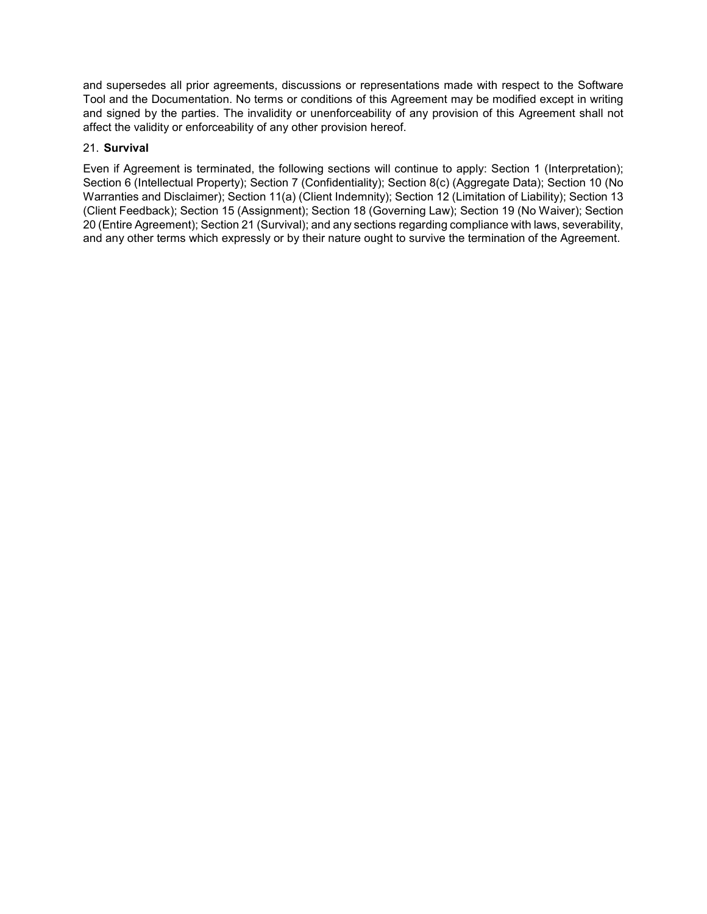and supersedes all prior agreements, discussions or representations made with respect to the Software Tool and the Documentation. No terms or conditions of this Agreement may be modified except in writing and signed by the parties. The invalidity or unenforceability of any provision of this Agreement shall not affect the validity or enforceability of any other provision hereof.

21. **Survival**

Even if Agreement is terminated, the following sections will continue to apply: Section 1 (Interpretation); Section 6 (Intellectual Property); Section 7 (Confidentiality); Section 8(c) (Aggregate Data); Section 10 (No Warranties and Disclaimer); Section 11(a) (Client Indemnity); Section 12 (Limitation of Liability); Section 13 (Client Feedback); Section 15 (Assignment); Section 18 (Governing Law); Section 19 (No Waiver); Section 20 (Entire Agreement); Section 21 (Survival); and any sections regarding compliance with laws, severability, and any other terms which expressly or by their nature ought to survive the termination of the Agreement.